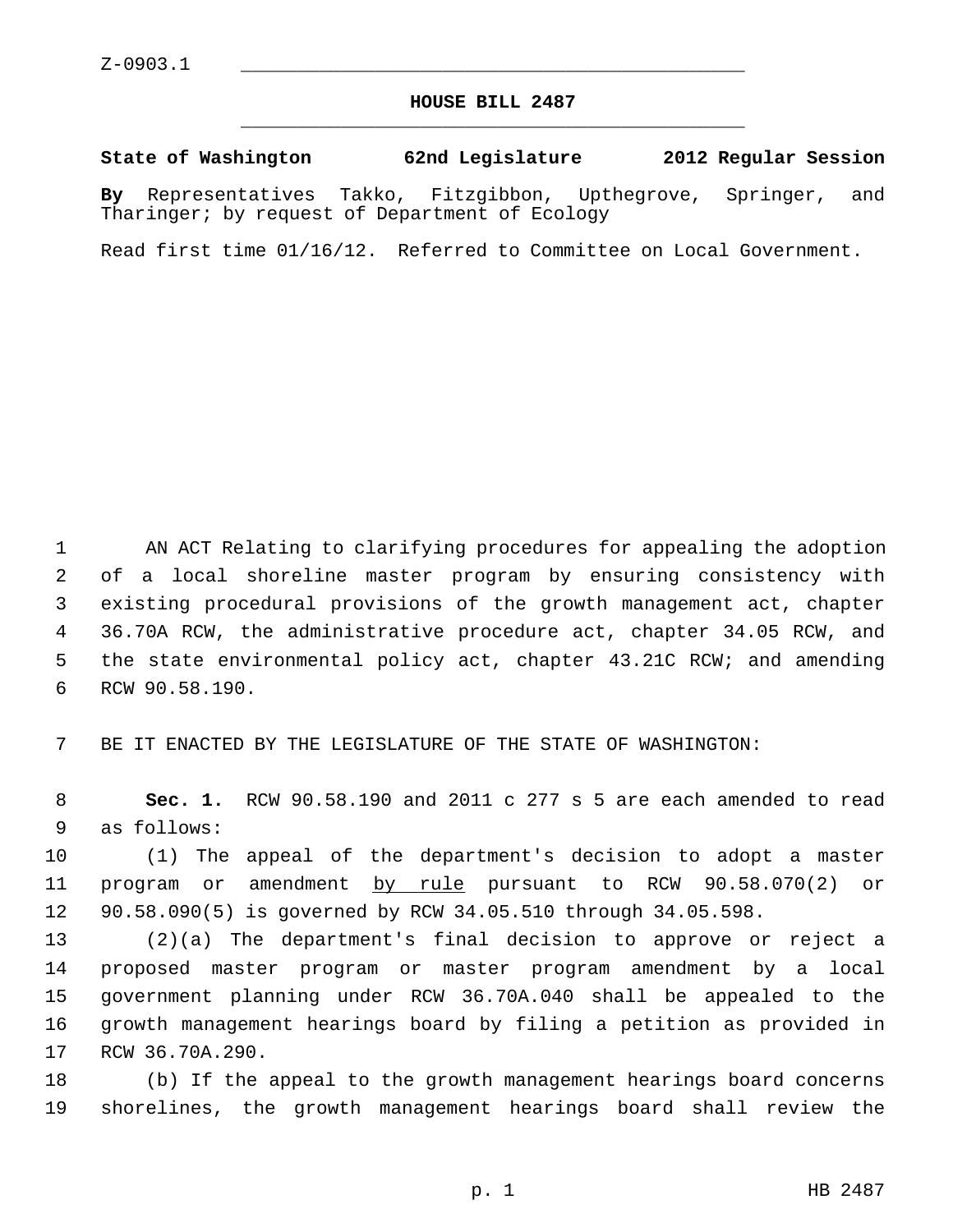Z-0903.1

# HOUSE BILL 2487

**State of Washington 62nd Legislature 2012 Regular Session**

**By** Representatives Takko, Fitzgibbon, Upthegrove, Springer, and Tharinger; by request of Department of Ecology

Read first time 01/16/12. Referred to Committee on Local Government.

AN ACT Relating to clarifying procedures for appealing the adoption of a local shoreline master program by ensuring consistency with existing procedural provisions of the growth management act, chapter 36.70A RCW, the administrative procedure act, chapter 34.05 RCW, and the state environmental policy act, chapter 43.21C RCW; and amending RCW 90.58.190.

BE IT ENACTED BY THE LEGISLATURE OF THE STATE OF WASHINGTON:

**Sec. 1.** RCW 90.58.190 and 2011 c 277 s 5 are each amended to read as follows:

(1) The appeal of the department's decision to adopt a master program or amendment <u>by rule</u> pursuant to RCW 90.58.070(2) or 90.58.090(5) is governed by RCW 34.05.510 through 34.05.598.

(2)(a) The department's final decision to approve or reject a proposed master program or master program amendment by a local government planning under RCW 36.70A.040 shall be appealed to the growth management hearings board by filing a petition as provided in RCW 36.70A.290.

(b) If the appeal to the growth management hearings board concerns shorelines, the growth management hearings board shall review the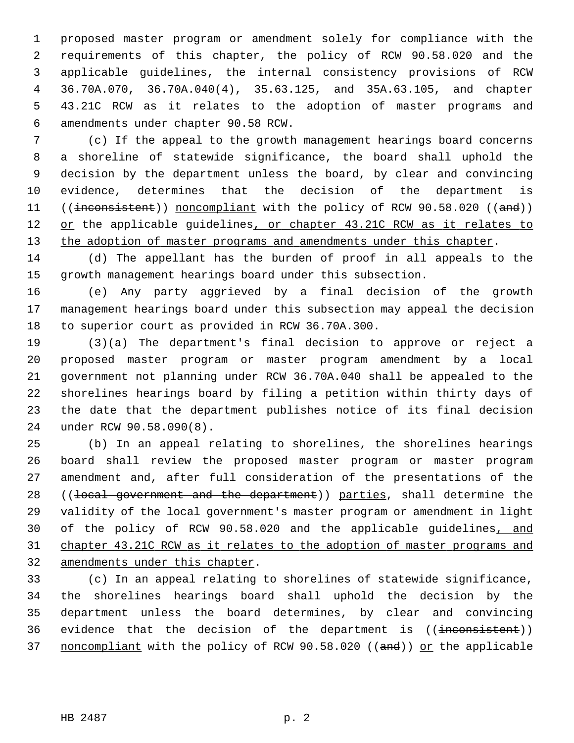proposed master program or amendment solely for compliance with the requirements of this chapter, the policy of RCW 90.58.020 and the applicable guidelines, the internal consistency provisions of RCW 36.70A.070, 36.70A.040(4), 35.63.125, and 35A.63.105, and chapter 43.21C RCW as it relates to the adoption of master programs and amendments under chapter 90.58 RCW.

(c) If the appeal to the growth management hearings board concerns a shoreline of statewide significance, the board shall uphold the decision by the department unless the board, by clear and convincing evidence, determines that the decision of the department is ((~~inconsistent~~)) noncompliant with the policy of RCW 90.58.020 ((~~and~~)) or the applicable guidelines, or chapter 43.21C RCW as it relates to the adoption of master programs and amendments under this chapter.

(d) The appellant has the burden of proof in all appeals to the growth management hearings board under this subsection.

(e) Any party aggrieved by a final decision of the growth management hearings board under this subsection may appeal the decision to superior court as provided in RCW 36.70A.300.

(3)(a) The department's final decision to approve or reject a proposed master program or master program amendment by a local government not planning under RCW 36.70A.040 shall be appealed to the shorelines hearings board by filing a petition within thirty days of the date that the department publishes notice of its final decision under RCW 90.58.090(8).

(b) In an appeal relating to shorelines, the shorelines hearings board shall review the proposed master program or master program amendment and, after full consideration of the presentations of the ((~~local government and the department~~)) parties, shall determine the validity of the local government's master program or amendment in light of the policy of RCW 90.58.020 and the applicable guidelines, and chapter 43.21C RCW as it relates to the adoption of master programs and amendments under this chapter.

(c) In an appeal relating to shorelines of statewide significance, the shorelines hearings board shall uphold the decision by the department unless the board determines, by clear and convincing evidence that the decision of the department is ((~~inconsistent~~)) noncompliant with the policy of RCW 90.58.020 ((~~and~~)) or the applicable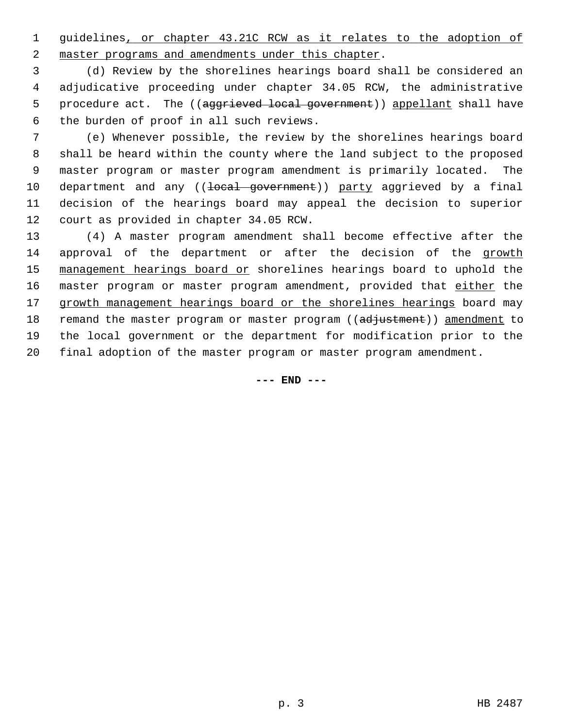guidelines, or chapter 43.21C RCW as it relates to the adoption of master programs and amendments under this chapter.

(d) Review by the shorelines hearings board shall be considered an adjudicative proceeding under chapter 34.05 RCW, the administrative procedure act. The ((~~aggrieved local government~~)) appellant shall have the burden of proof in all such reviews.

(e) Whenever possible, the review by the shorelines hearings board shall be heard within the county where the land subject to the proposed master program or master program amendment is primarily located. The department and any ((~~local government~~)) party aggrieved by a final decision of the hearings board may appeal the decision to superior court as provided in chapter 34.05 RCW.

(4) A master program amendment shall become effective after the approval of the department or after the decision of the growth management hearings board or shorelines hearings board to uphold the master program or master program amendment, provided that either the growth management hearings board or the shorelines hearings board may remand the master program or master program ((~~adjustment~~)) amendment to the local government or the department for modification prior to the final adoption of the master program or master program amendment.

**--- END ---**